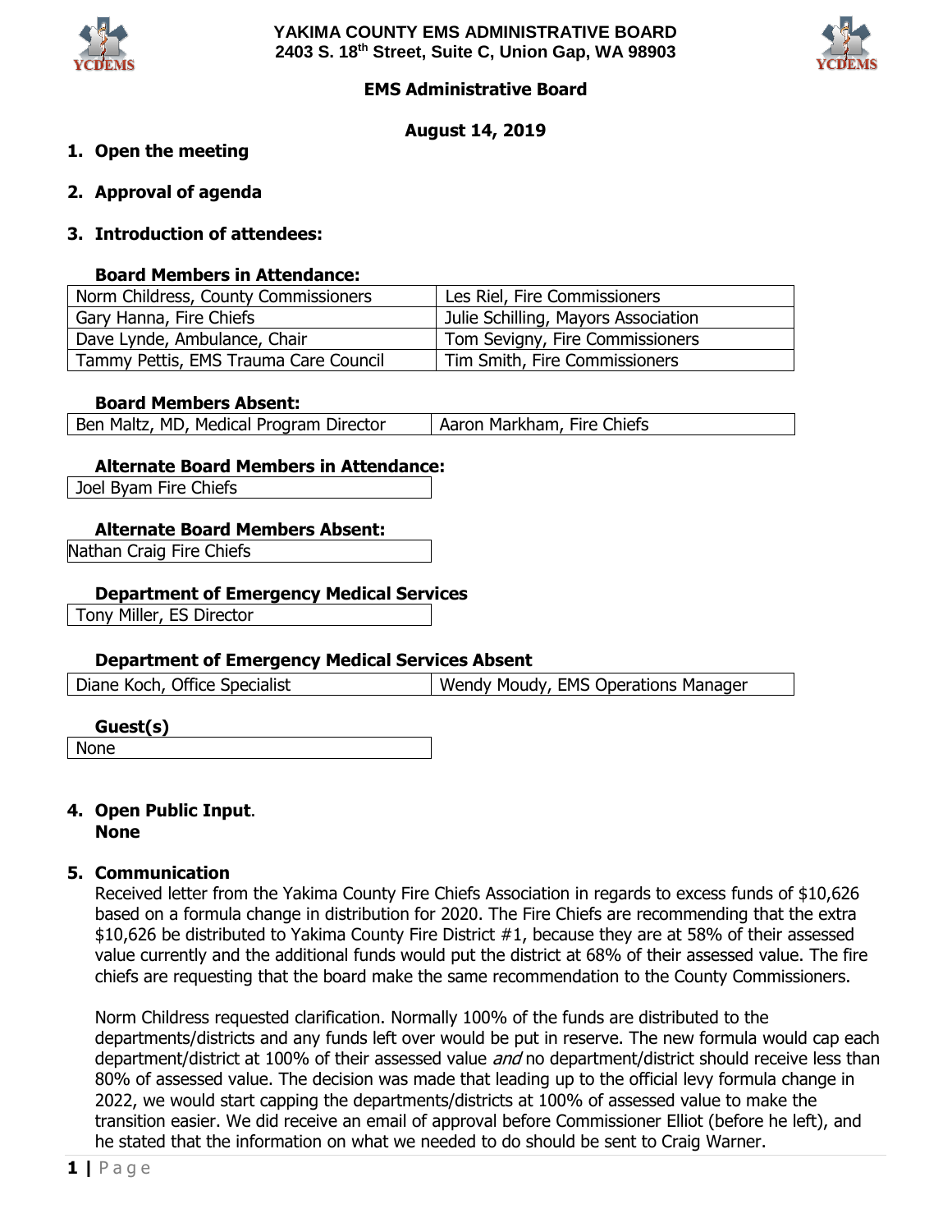# YAKIMA COUNTY EMS ADMINISTRATIVE BOARD

**2403 S. 18th Street, Suite C, Union Gap, WA 98903**

## EMS Administrative Board

**August 14, 2019**

1. **Open the meeting**

2. **Approval of agenda**

3. **Introduction of attendees:**

**Board Members in Attendance:**

| | |
|---|---|
| Norm Childress, County Commissioners | Les Riel, Fire Commissioners |
| Gary Hanna, Fire Chiefs | Julie Schilling, Mayors Association |
| Dave Lynde, Ambulance, Chair | Tom Sevigny, Fire Commissioners |
| Tammy Pettis, EMS Trauma Care Council | Tim Smith, Fire Commissioners |

**Board Members Absent:**

| | |
|---|---|
| Ben Maltz, MD, Medical Program Director | Aaron Markham, Fire Chiefs |

**Alternate Board Members in Attendance:**

| |
|---|
| Joel Byam Fire Chiefs |

**Alternate Board Members Absent:**

| |
|---|
| Nathan Craig Fire Chiefs |

**Department of Emergency Medical Services**

| |
|---|
| Tony Miller, ES Director |

**Department of Emergency Medical Services Absent**

| | |
|---|---|
| Diane Koch, Office Specialist | Wendy Moudy, EMS Operations Manager |

**Guest(s)**

| |
|---|
| None |

4. **Open Public Input**.
   **None**

5. **Communication**

   Received letter from the Yakima County Fire Chiefs Association in regards to excess funds of $10,626 based on a formula change in distribution for 2020. The Fire Chiefs are recommending that the extra $10,626 be distributed to Yakima County Fire District #1, because they are at 58% of their assessed value currently and the additional funds would put the district at 68% of their assessed value. The fire chiefs are requesting that the board make the same recommendation to the County Commissioners.

   Norm Childress requested clarification. Normally 100% of the funds are distributed to the departments/districts and any funds left over would be put in reserve. The new formula would cap each department/district at 100% of their assessed value *and* no department/district should receive less than 80% of assessed value. The decision was made that leading up to the official levy formula change in 2022, we would start capping the departments/districts at 100% of assessed value to make the transition easier. We did receive an email of approval before Commissioner Elliot (before he left), and he stated that the information on what we needed to do should be sent to Craig Warner.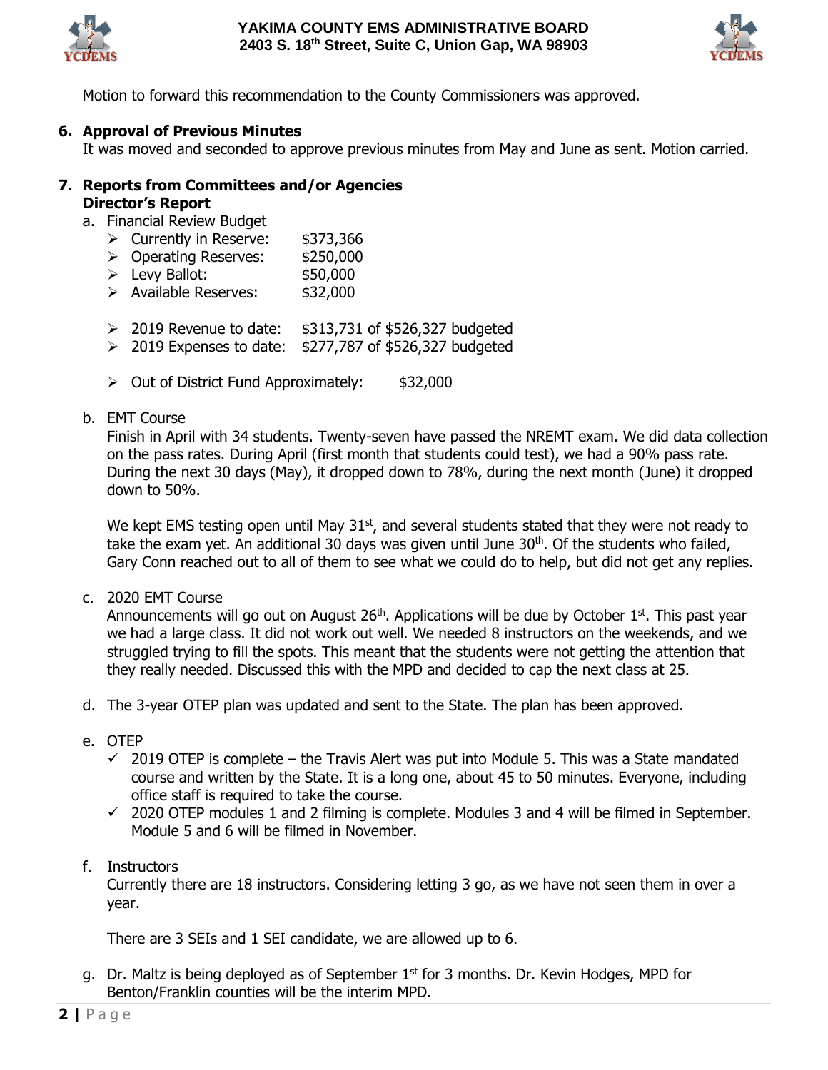Motion to forward this recommendation to the County Commissioners was approved.

## 6. Approval of Previous Minutes

It was moved and seconded to approve previous minutes from May and June as sent. Motion carried.

## 7. Reports from Committees and/or Agencies

### Director's Report

a. Financial Review Budget

- Currently in Reserve: $373,366
- Operating Reserves: $250,000
- Levy Ballot: $50,000
- Available Reserves: $32,000

- 2019 Revenue to date: $313,731 of $526,327 budgeted
- 2019 Expenses to date: $277,787 of $526,327 budgeted

- Out of District Fund Approximately: $32,000

b. EMT Course

Finish in April with 34 students. Twenty-seven have passed the NREMT exam. We did data collection on the pass rates. During April (first month that students could test), we had a 90% pass rate. During the next 30 days (May), it dropped down to 78%, during the next month (June) it dropped down to 50%.

We kept EMS testing open until May 31st, and several students stated that they were not ready to take the exam yet. An additional 30 days was given until June 30th. Of the students who failed, Gary Conn reached out to all of them to see what we could do to help, but did not get any replies.

c. 2020 EMT Course

Announcements will go out on August 26th. Applications will be due by October 1st. This past year we had a large class. It did not work out well. We needed 8 instructors on the weekends, and we struggled trying to fill the spots. This meant that the students were not getting the attention that they really needed. Discussed this with the MPD and decided to cap the next class at 25.

d. The 3-year OTEP plan was updated and sent to the State. The plan has been approved.

e. OTEP

- ✓ 2019 OTEP is complete – the Travis Alert was put into Module 5. This was a State mandated course and written by the State. It is a long one, about 45 to 50 minutes. Everyone, including office staff is required to take the course.
- ✓ 2020 OTEP modules 1 and 2 filming is complete. Modules 3 and 4 will be filmed in September. Module 5 and 6 will be filmed in November.

f. Instructors

Currently there are 18 instructors. Considering letting 3 go, as we have not seen them in over a year.

There are 3 SEIs and 1 SEI candidate, we are allowed up to 6.

g. Dr. Maltz is being deployed as of September 1st for 3 months. Dr. Kevin Hodges, MPD for Benton/Franklin counties will be the interim MPD.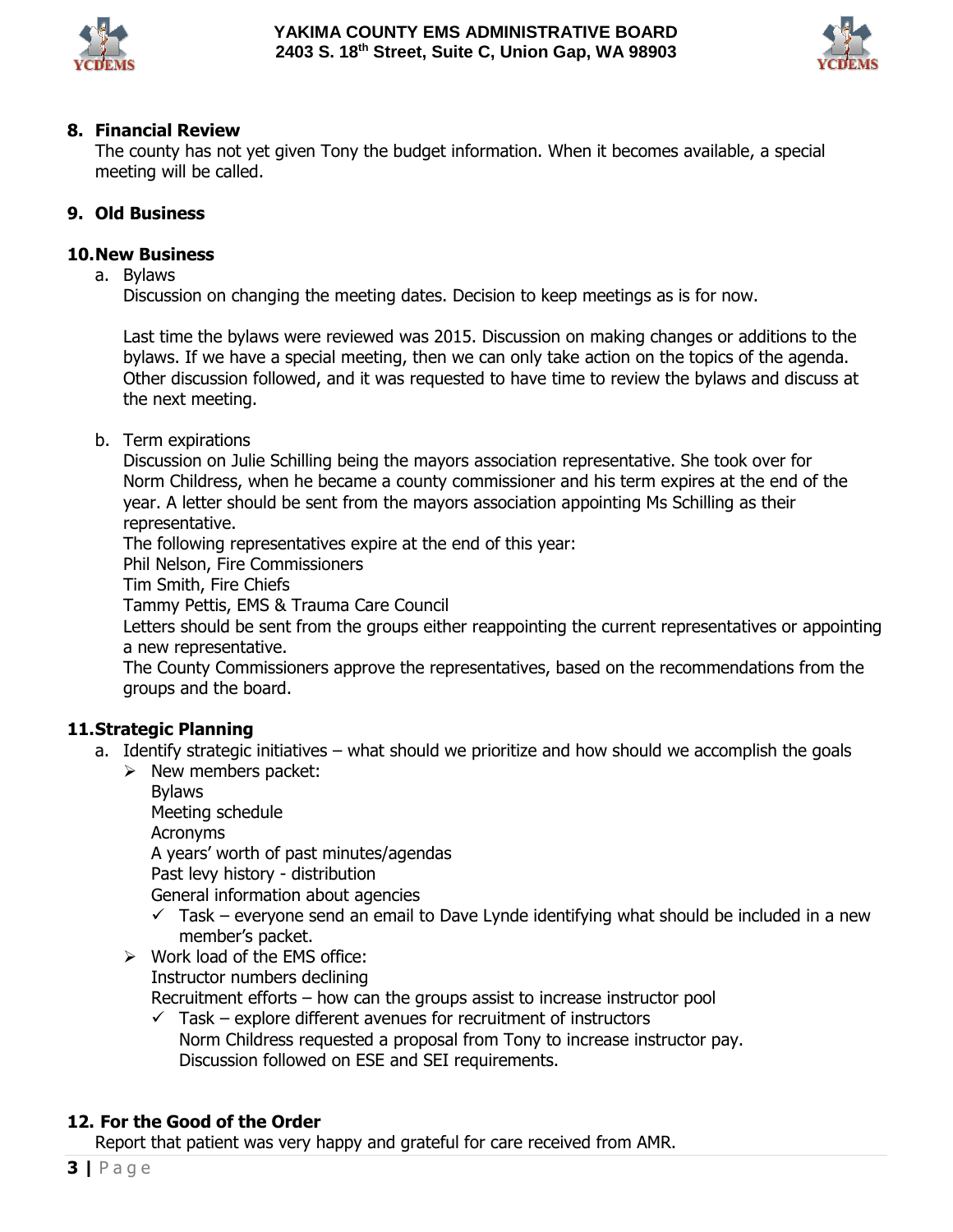## 8. Financial Review

The county has not yet given Tony the budget information. When it becomes available, a special meeting will be called.

## 9. Old Business

## 10. New Business

a. Bylaws

   Discussion on changing the meeting dates. Decision to keep meetings as is for now.

   Last time the bylaws were reviewed was 2015. Discussion on making changes or additions to the bylaws. If we have a special meeting, then we can only take action on the topics of the agenda. Other discussion followed, and it was requested to have time to review the bylaws and discuss at the next meeting.

b. Term expirations

   Discussion on Julie Schilling being the mayors association representative. She took over for Norm Childress, when he became a county commissioner and his term expires at the end of the year. A letter should be sent from the mayors association appointing Ms Schilling as their representative.

   The following representatives expire at the end of this year:

   Phil Nelson, Fire Commissioners

   Tim Smith, Fire Chiefs

   Tammy Pettis, EMS & Trauma Care Council

   Letters should be sent from the groups either reappointing the current representatives or appointing a new representative.

   The County Commissioners approve the representatives, based on the recommendations from the groups and the board.

## 11. Strategic Planning

a. Identify strategic initiatives – what should we prioritize and how should we accomplish the goals

   - New members packet:

     Bylaws

     Meeting schedule

     Acronyms

     A years' worth of past minutes/agendas

     Past levy history - distribution

     General information about agencies

     - ✓ Task – everyone send an email to Dave Lynde identifying what should be included in a new member's packet.

   - Work load of the EMS office:

     Instructor numbers declining

     Recruitment efforts – how can the groups assist to increase instructor pool

     - ✓ Task – explore different avenues for recruitment of instructors

       Norm Childress requested a proposal from Tony to increase instructor pay.

       Discussion followed on ESE and SEI requirements.

## 12. For the Good of the Order

Report that patient was very happy and grateful for care received from AMR.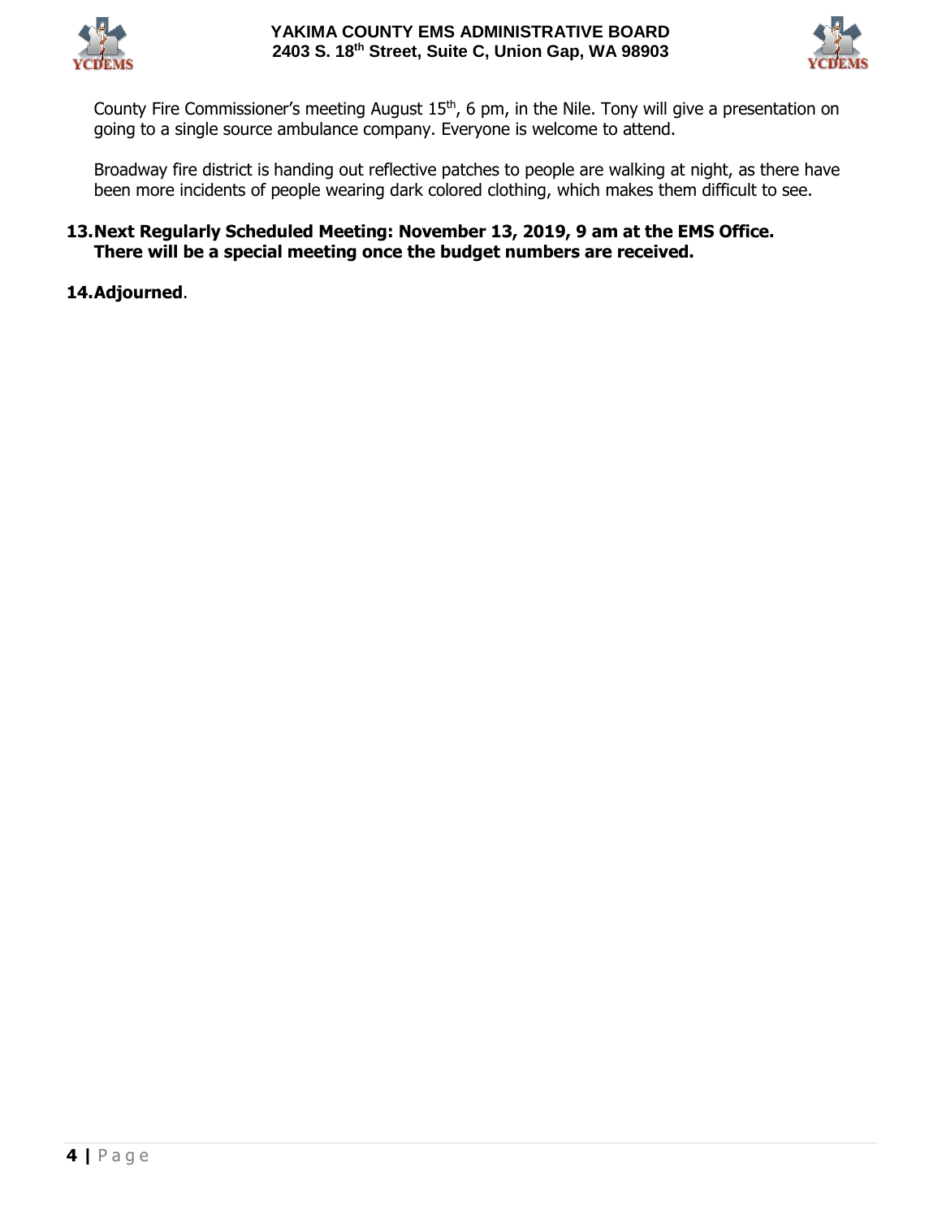County Fire Commissioner's meeting August 15th, 6 pm, in the Nile. Tony will give a presentation on going to a single source ambulance company. Everyone is welcome to attend.

Broadway fire district is handing out reflective patches to people are walking at night, as there have been more incidents of people wearing dark colored clothing, which makes them difficult to see.

**13. Next Regularly Scheduled Meeting: November 13, 2019, 9 am at the EMS Office. There will be a special meeting once the budget numbers are received.**

**14. Adjourned**.